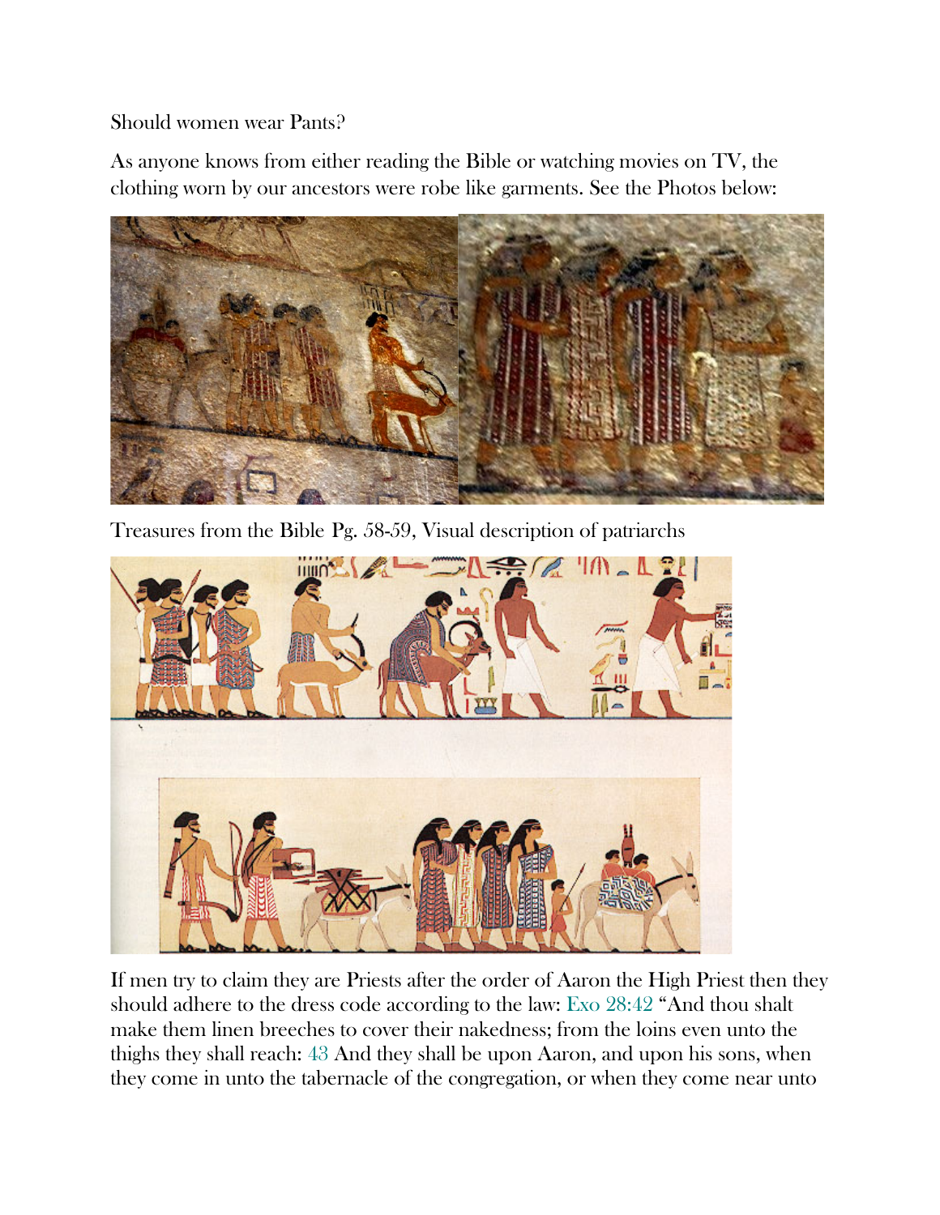Should women wear Pants?

As anyone knows from either reading the Bible or watching movies on TV, the clothing worn by our ancestors were robe like garments. See the Photos below:

Treasures from the Bible Pg. 58-59, Visual description of patriarchs

If men try to claim they are Priests after the order of Aaron the High Priest then they should adhere to the dress code according to the law: Exo 28:42 "And thou shalt make them linen breeches to cover their nakedness; from the loins even unto the thighs they shall reach: 43 And they shall be upon Aaron, and upon his sons, when they come in unto the tabernacle of the congregation, or when they come near unto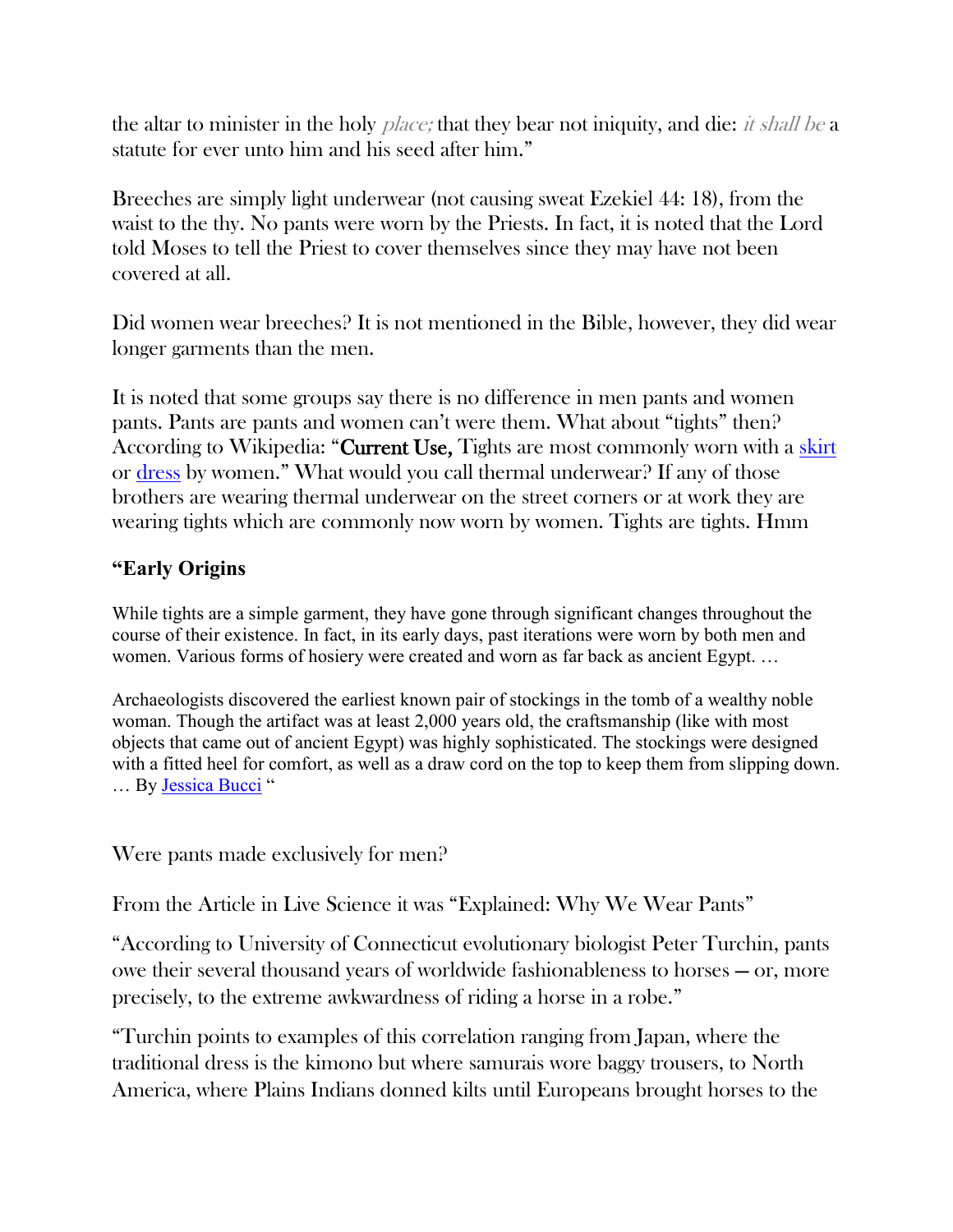the altar to minister in the holy *place;* that they bear not iniquity, and die: *it shall be* a statute for ever unto him and his seed after him."

Breeches are simply light underwear (not causing sweat Ezekiel 44: 18), from the waist to the thy. No pants were worn by the Priests. In fact, it is noted that the Lord told Moses to tell the Priest to cover themselves since they may have not been covered at all.

Did women wear breeches? It is not mentioned in the Bible, however, they did wear longer garments than the men.

It is noted that some groups say there is no difference in men pants and women pants. Pants are pants and women can't were them. What about "tights" then? According to Wikipedia: "**Current Use,** Tights are most commonly worn with a [skirt](skirt) or [dress](dress) by women." What would you call thermal underwear? If any of those brothers are wearing thermal underwear on the street corners or at work they are wearing tights which are commonly now worn by women. Tights are tights. Hmm

**"Early Origins**

While tights are a simple garment, they have gone through significant changes throughout the course of their existence. In fact, in its early days, past iterations were worn by both men and women. Various forms of hosiery were created and worn as far back as ancient Egypt. …

Archaeologists discovered the earliest known pair of stockings in the tomb of a wealthy noble woman. Though the artifact was at least 2,000 years old, the craftsmanship (like with most objects that came out of ancient Egypt) was highly sophisticated. The stockings were designed with a fitted heel for comfort, as well as a draw cord on the top to keep them from slipping down. … By [Jessica Bucci](Jessica Bucci) "

Were pants made exclusively for men?

From the Article in Live Science it was "Explained: Why We Wear Pants"

"According to University of Connecticut evolutionary biologist Peter Turchin, pants owe their several thousand years of worldwide fashionableness to horses — or, more precisely, to the extreme awkwardness of riding a horse in a robe."

"Turchin points to examples of this correlation ranging from Japan, where the traditional dress is the kimono but where samurais wore baggy trousers, to North America, where Plains Indians donned kilts until Europeans brought horses to the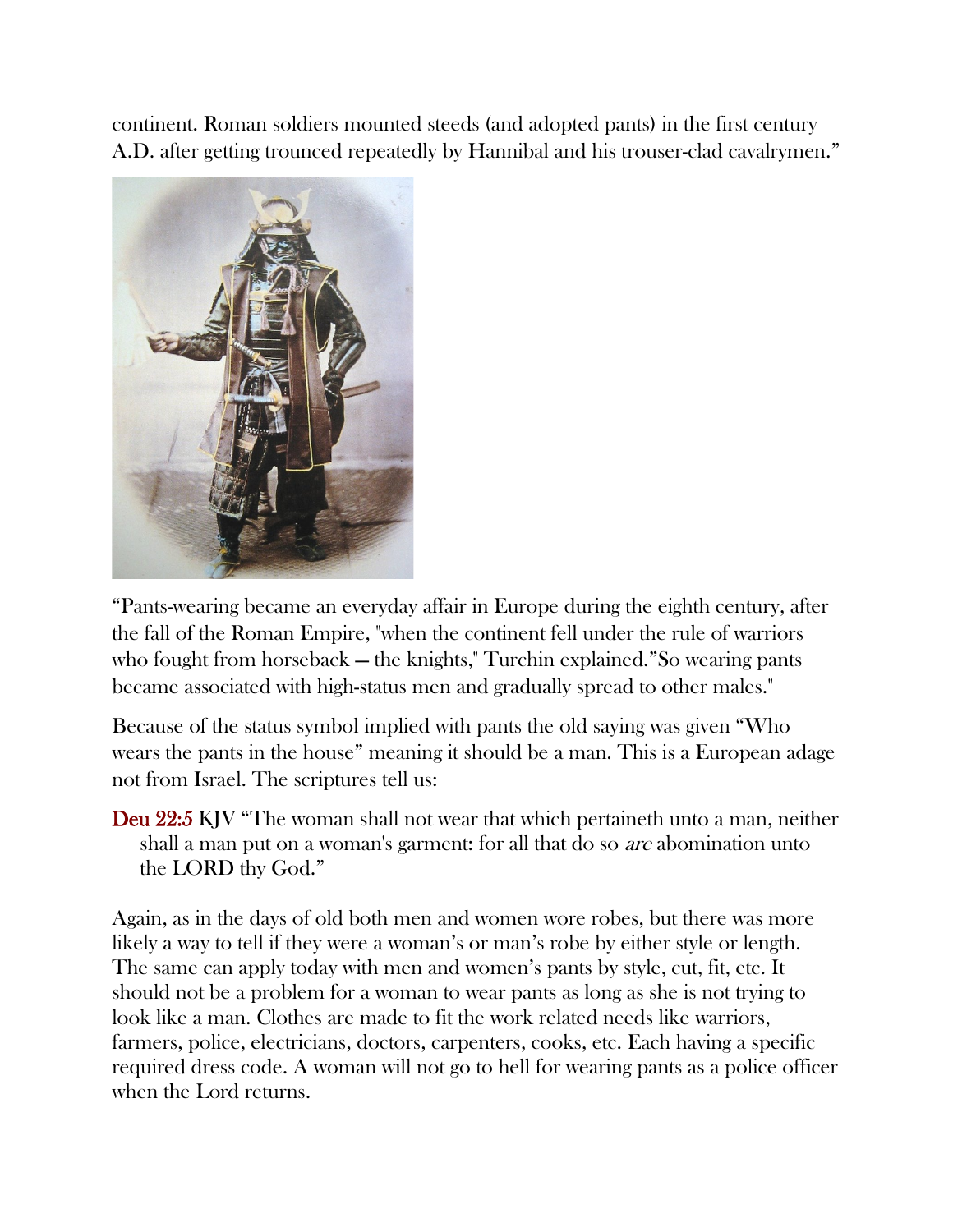continent. Roman soldiers mounted steeds (and adopted pants) in the first century A.D. after getting trounced repeatedly by Hannibal and his trouser-clad cavalrymen."

"Pants-wearing became an everyday affair in Europe during the eighth century, after the fall of the Roman Empire, "when the continent fell under the rule of warriors who fought from horseback — the knights," Turchin explained."So wearing pants became associated with high-status men and gradually spread to other males."

Because of the status symbol implied with pants the old saying was given "Who wears the pants in the house" meaning it should be a man. This is a European adage not from Israel. The scriptures tell us:

> **Deu 22:5** KJV "The woman shall not wear that which pertaineth unto a man, neither shall a man put on a woman's garment: for all that do so *are* abomination unto the LORD thy God."

Again, as in the days of old both men and women wore robes, but there was more likely a way to tell if they were a woman's or man's robe by either style or length. The same can apply today with men and women's pants by style, cut, fit, etc. It should not be a problem for a woman to wear pants as long as she is not trying to look like a man. Clothes are made to fit the work related needs like warriors, farmers, police, electricians, doctors, carpenters, cooks, etc. Each having a specific required dress code. A woman will not go to hell for wearing pants as a police officer when the Lord returns.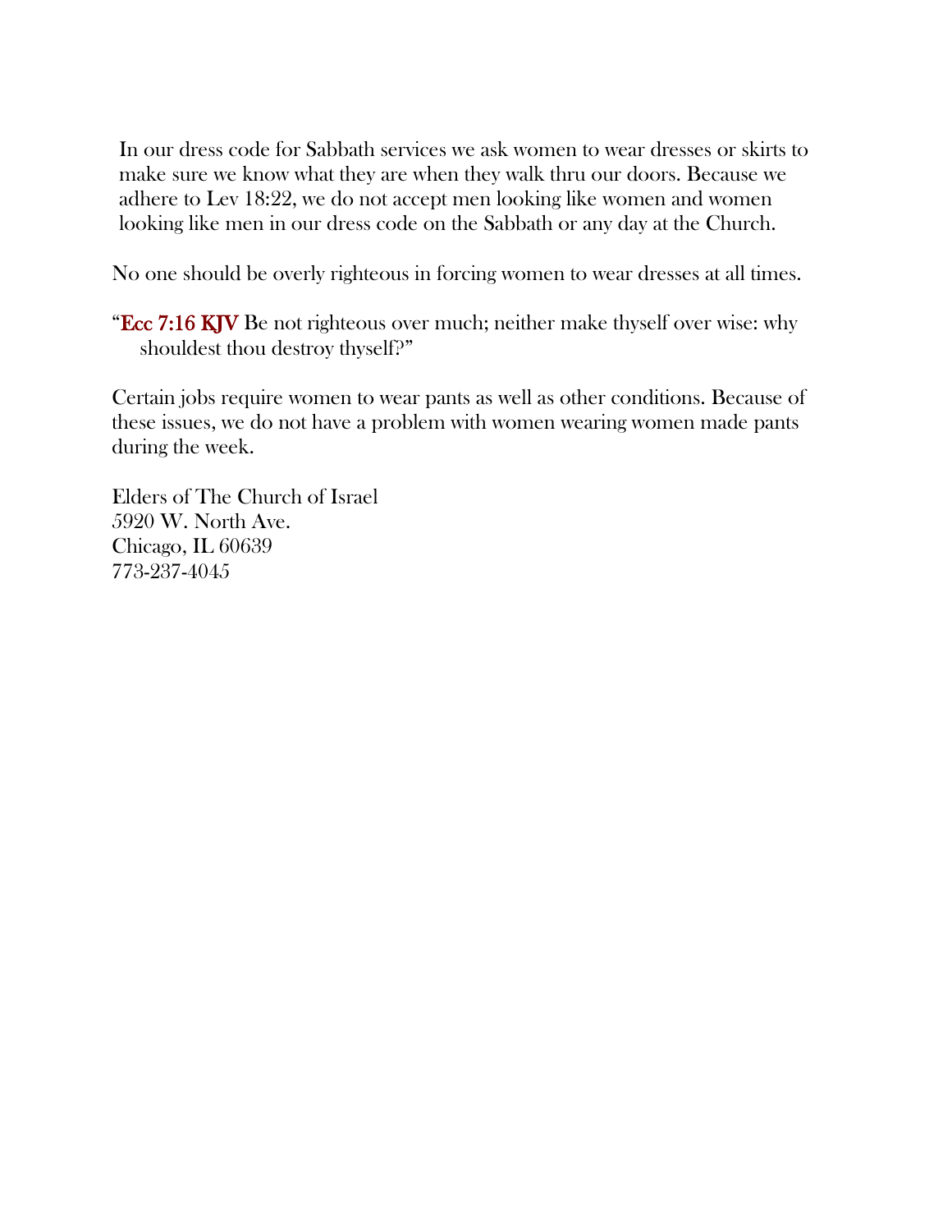In our dress code for Sabbath services we ask women to wear dresses or skirts to make sure we know what they are when they walk thru our doors. Because we adhere to Lev 18:22, we do not accept men looking like women and women looking like men in our dress code on the Sabbath or any day at the Church.

No one should be overly righteous in forcing women to wear dresses at all times.

"**Ecc 7:16 KJV** Be not righteous over much; neither make thyself over wise: why shouldest thou destroy thyself?"

Certain jobs require women to wear pants as well as other conditions. Because of these issues, we do not have a problem with women wearing women made pants during the week.

Elders of The Church of Israel  
5920 W. North Ave.  
Chicago, IL 60639  
773-237-4045